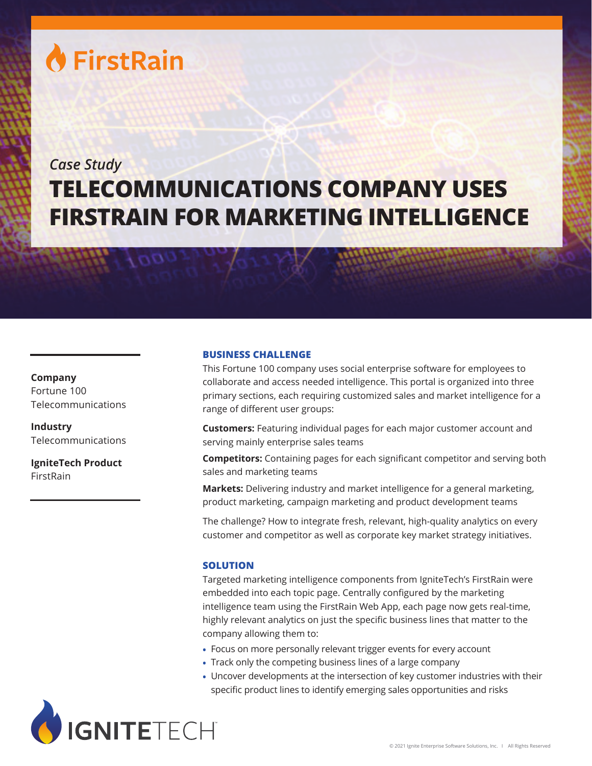FirstRain

*Case Study*

# TELECOMMUNICATIONS COMPANY USES FIRSTRAIN FOR MARKETING INTELLIGENCE

**Company**
Fortune 100 Telecommunications

**Industry**
Telecommunications

**IgniteTech Product**
FirstRain

## BUSINESS CHALLENGE

This Fortune 100 company uses social enterprise software for employees to collaborate and access needed intelligence. This portal is organized into three primary sections, each requiring customized sales and market intelligence for a range of different user groups:

**Customers:** Featuring individual pages for each major customer account and serving mainly enterprise sales teams

**Competitors:** Containing pages for each significant competitor and serving both sales and marketing teams

**Markets:** Delivering industry and market intelligence for a general marketing, product marketing, campaign marketing and product development teams

The challenge? How to integrate fresh, relevant, high-quality analytics on every customer and competitor as well as corporate key market strategy initiatives.

## SOLUTION

Targeted marketing intelligence components from IgniteTech's FirstRain were embedded into each topic page. Centrally configured by the marketing intelligence team using the FirstRain Web App, each page now gets real-time, highly relevant analytics on just the specific business lines that matter to the company allowing them to:

- Focus on more personally relevant trigger events for every account
- Track only the competing business lines of a large company
- Uncover developments at the intersection of key customer industries with their specific product lines to identify emerging sales opportunities and risks

IGNITETECH

© 2021 Ignite Enterprise Software Solutions, Inc. | All Rights Reserved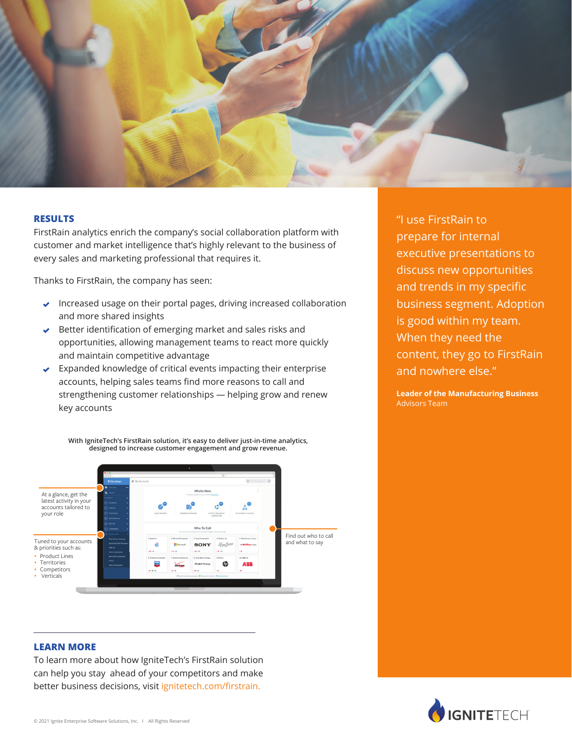## RESULTS

FirstRain analytics enrich the company's social collaboration platform with customer and market intelligence that's highly relevant to the business of every sales and marketing professional that requires it.

Thanks to FirstRain, the company has seen:

- Increased usage on their portal pages, driving increased collaboration and more shared insights
- Better identification of emerging market and sales risks and opportunities, allowing management teams to react more quickly and maintain competitive advantage
- Expanded knowledge of critical events impacting their enterprise accounts, helping sales teams find more reasons to call and strengthening customer relationships — helping grow and renew key accounts

**With IgniteTech's FirstRain solution, it's easy to deliver just-in-time analytics, designed to increase customer engagement and grow revenue.**

At a glance, get the latest activity in your accounts tailored to your role

Tuned to your accounts & priorities such as:

- Product Lines
- Territories
- Competitors
- Verticals

Find out who to call and what to say

"I use FirstRain to prepare for internal executive presentations to discuss new opportunities and trends in my specific business segment. Adoption is good within my team. When they need the content, they go to FirstRain and nowhere else."

**Leader of the Manufacturing Business** Advisors Team

## LEARN MORE

To learn more about how IgniteTech's FirstRain solution can help you stay ahead of your competitors and make better business decisions, visit ignitetech.com/firstrain.

© 2021 Ignite Enterprise Software Solutions, Inc. | All Rights Reserved

IGNITETECH